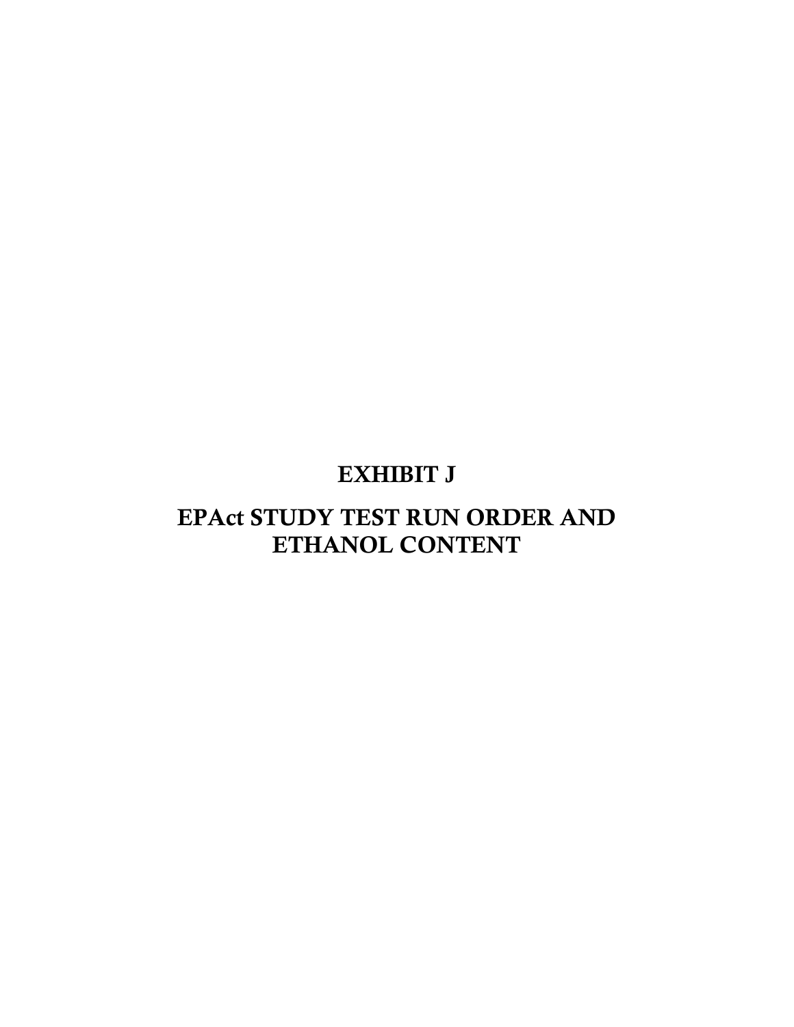# EXHIBIT J

## EPAct STUDY TEST RUN ORDER AND ETHANOL CONTENT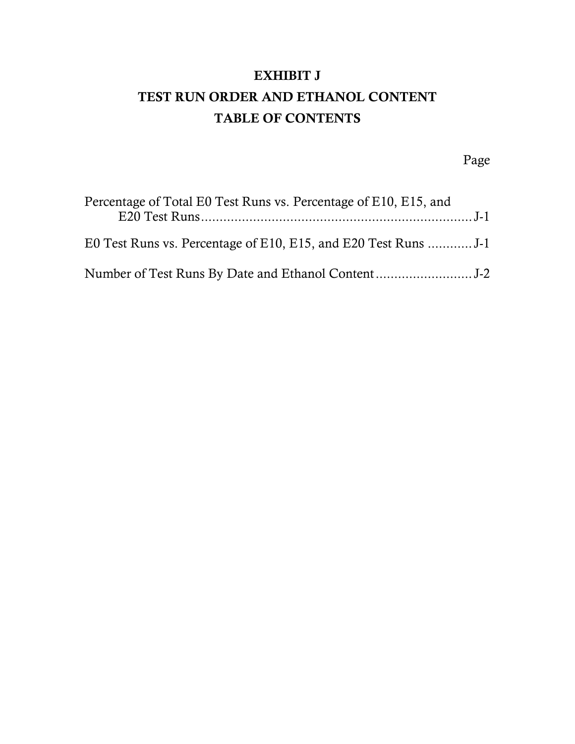# EXHIBIT J

# TEST RUN ORDER AND ETHANOL CONTENT

# TABLE OF CONTENTS

| | Page |
|---|---|
| Percentage of Total E0 Test Runs vs. Percentage of E10, E15, and E20 Test Runs | J-1 |
| E0 Test Runs vs. Percentage of E10, E15, and E20 Test Runs | J-1 |
| Number of Test Runs By Date and Ethanol Content | J-2 |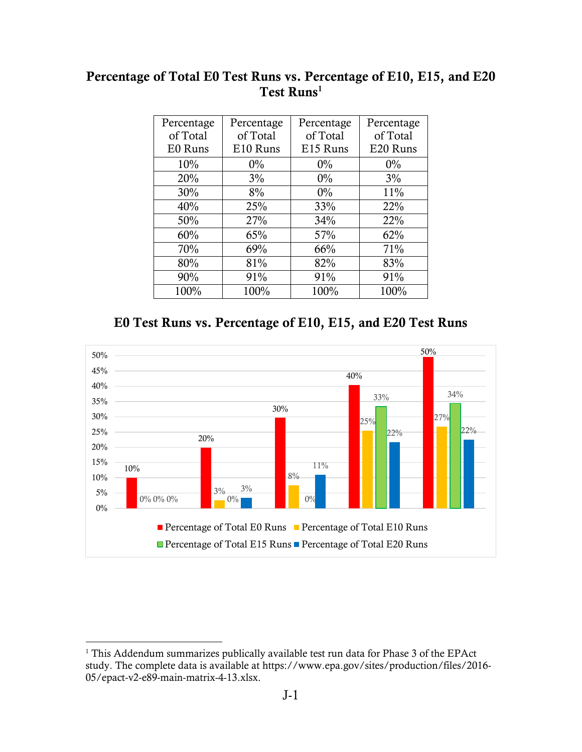## Percentage of Total E0 Test Runs vs. Percentage of E10, E15, and E20 Test Runs[1]

| Percentage of Total E0 Runs | Percentage of Total E10 Runs | Percentage of Total E15 Runs | Percentage of Total E20 Runs |
|---|---|---|---|
| 10% | 0% | 0% | 0% |
| 20% | 3% | 0% | 3% |
| 30% | 8% | 0% | 11% |
| 40% | 25% | 33% | 22% |
| 50% | 27% | 34% | 22% |
| 60% | 65% | 57% | 62% |
| 70% | 69% | 66% | 71% |
| 80% | 81% | 82% | 83% |
| 90% | 91% | 91% | 91% |
| 100% | 100% | 100% | 100% |

## E0 Test Runs vs. Percentage of E10, E15, and E20 Test Runs

| Percentage of Total E0 Runs | Percentage of Total E10 Runs | Percentage of Total E15 Runs | Percentage of Total E20 Runs |
|---|---|---|---|
| 10% | 0% | 0% | 0% |
| 20% | 3% | 0% | 3% |
| 30% | 8% | 0% | 11% |
| 40% | 25% | 33% | 22% |
| 50% | 27% | 34% | 22% |

---

[1] This Addendum summarizes publically available test run data for Phase 3 of the EPAct study. The complete data is available at https://www.epa.gov/sites/production/files/2016-05/epact-v2-e89-main-matrix-4-13.xlsx.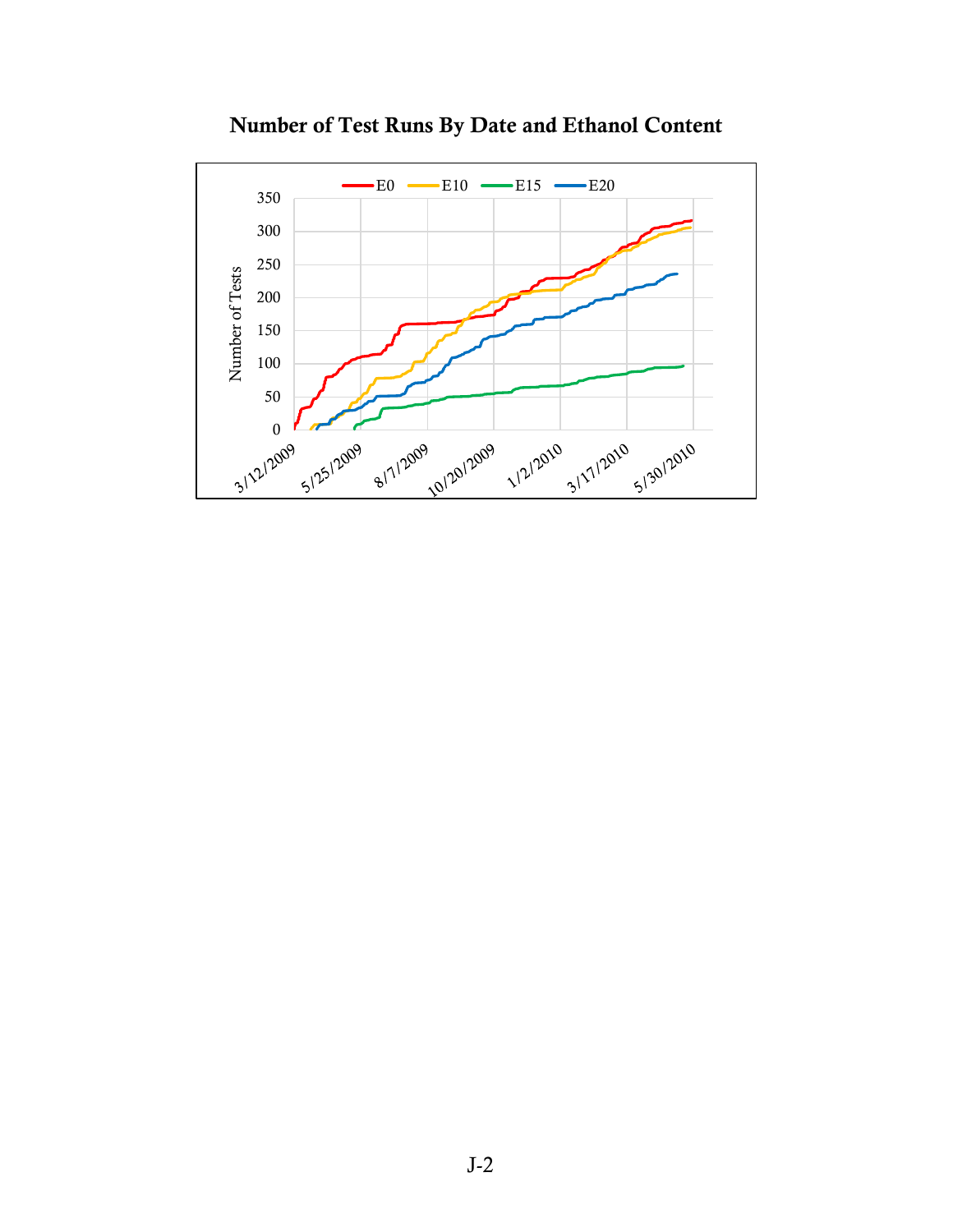**Number of Test Runs By Date and Ethanol Content**

E0
E10
E15
E20

Number of Tests

350
300
250
200
150
100
50
0

3/12/2009
5/25/2009
8/7/2009
10/20/2009
1/2/2010
3/17/2010
5/30/2010